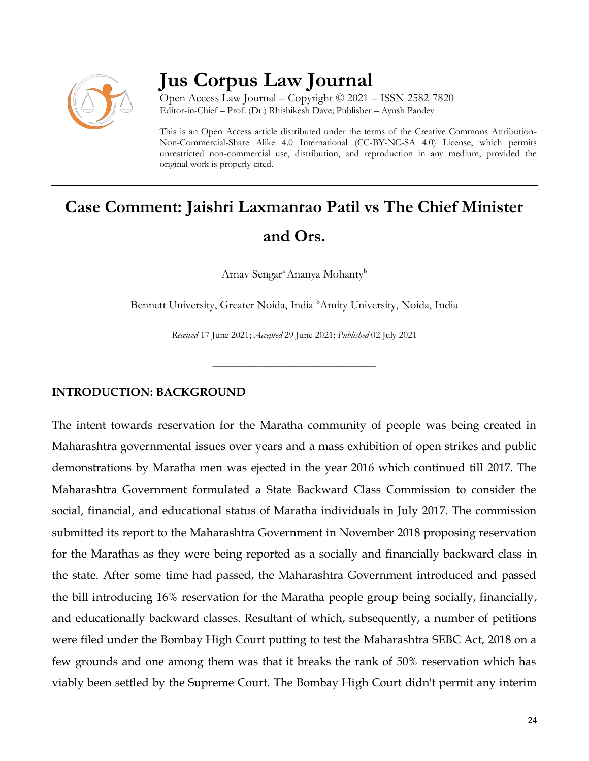# Jus Corpus Law Journal

Open Access Law Journal – Copyright © 2021 – ISSN 2582-7820
Editor-in-Chief – Prof. (Dr.) Rhishikesh Dave; Publisher – Ayush Pandey

This is an Open Access article distributed under the terms of the Creative Commons Attribution-Non-Commercial-Share Alike 4.0 International (CC-BY-NC-SA 4.0) License, which permits unrestricted non-commercial use, distribution, and reproduction in any medium, provided the original work is properly cited.

## Case Comment: Jaishri Laxmanrao Patil vs The Chief Minister and Ors.

Arnav Sengar[a] Ananya Mohanty[b]

Bennett University, Greater Noida, India [b]Amity University, Noida, India

*Received* 17 June 2021; *Accepted* 29 June 2021; *Published* 02 July 2021

---

### INTRODUCTION: BACKGROUND

The intent towards reservation for the Maratha community of people was being created in Maharashtra governmental issues over years and a mass exhibition of open strikes and public demonstrations by Maratha men was ejected in the year 2016 which continued till 2017. The Maharashtra Government formulated a State Backward Class Commission to consider the social, financial, and educational status of Maratha individuals in July 2017. The commission submitted its report to the Maharashtra Government in November 2018 proposing reservation for the Marathas as they were being reported as a socially and financially backward class in the state. After some time had passed, the Maharashtra Government introduced and passed the bill introducing 16% reservation for the Maratha people group being socially, financially, and educationally backward classes. Resultant of which, subsequently, a number of petitions were filed under the Bombay High Court putting to test the Maharashtra SEBC Act, 2018 on a few grounds and one among them was that it breaks the rank of 50% reservation which has viably been settled by the Supreme Court. The Bombay High Court didn't permit any interim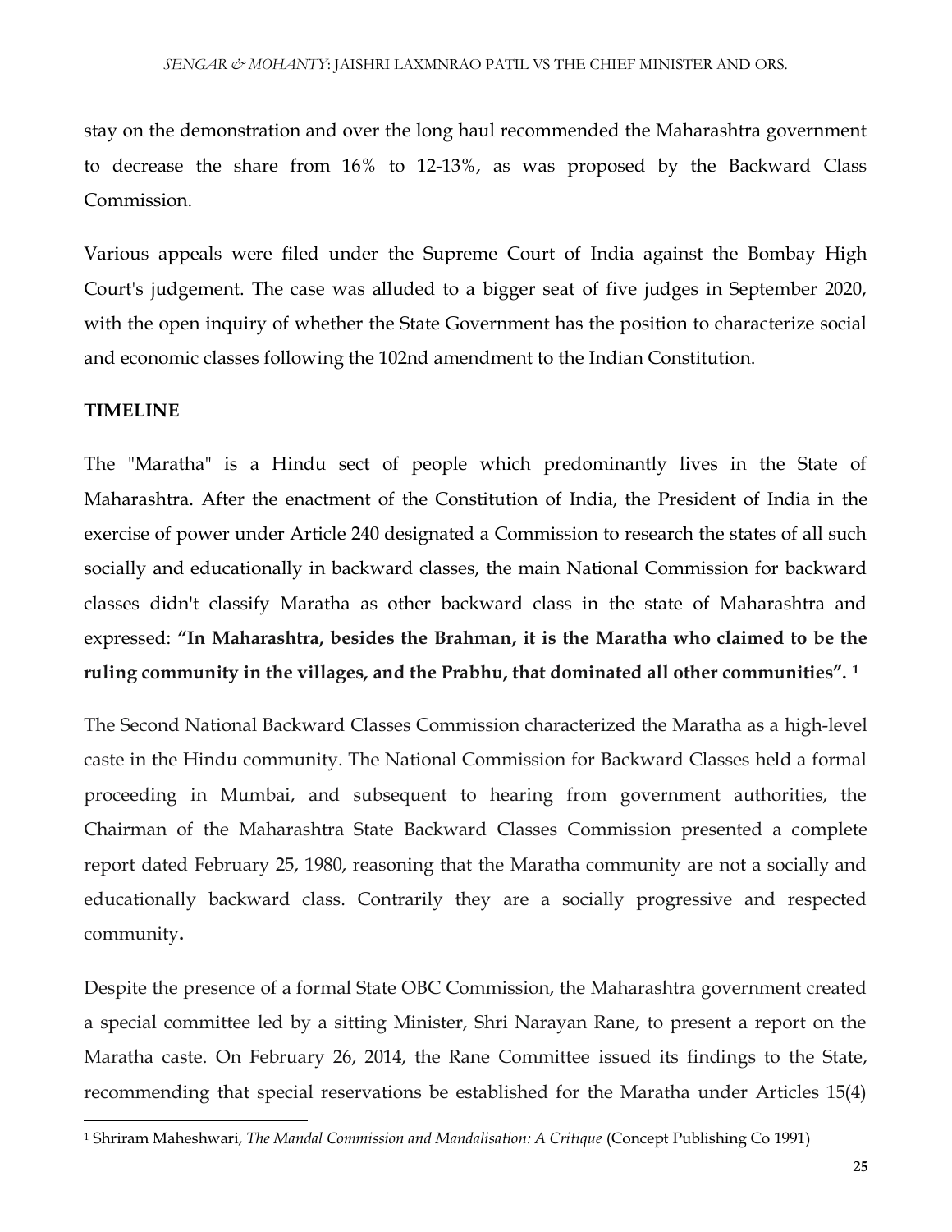stay on the demonstration and over the long haul recommended the Maharashtra government to decrease the share from 16% to 12-13%, as was proposed by the Backward Class Commission.

Various appeals were filed under the Supreme Court of India against the Bombay High Court's judgement. The case was alluded to a bigger seat of five judges in September 2020, with the open inquiry of whether the State Government has the position to characterize social and economic classes following the 102nd amendment to the Indian Constitution.

**TIMELINE**

The "Maratha" is a Hindu sect of people which predominantly lives in the State of Maharashtra. After the enactment of the Constitution of India, the President of India in the exercise of power under Article 240 designated a Commission to research the states of all such socially and educationally in backward classes, the main National Commission for backward classes didn't classify Maratha as other backward class in the state of Maharashtra and expressed: **"In Maharashtra, besides the Brahman, it is the Maratha who claimed to be the ruling community in the villages, and the Prabhu, that dominated all other communities".** [1]

The Second National Backward Classes Commission characterized the Maratha as a high-level caste in the Hindu community. The National Commission for Backward Classes held a formal proceeding in Mumbai, and subsequent to hearing from government authorities, the Chairman of the Maharashtra State Backward Classes Commission presented a complete report dated February 25, 1980, reasoning that the Maratha community are not a socially and educationally backward class. Contrarily they are a socially progressive and respected community**.**

Despite the presence of a formal State OBC Commission, the Maharashtra government created a special committee led by a sitting Minister, Shri Narayan Rane, to present a report on the Maratha caste. On February 26, 2014, the Rane Committee issued its findings to the State, recommending that special reservations be established for the Maratha under Articles 15(4)

[1] Shriram Maheshwari, *The Mandal Commission and Mandalisation: A Critique* (Concept Publishing Co 1991)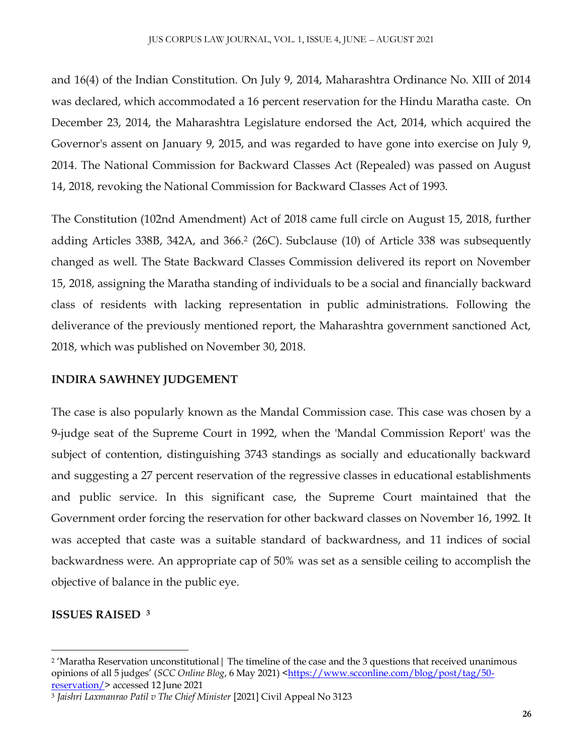and 16(4) of the Indian Constitution. On July 9, 2014, Maharashtra Ordinance No. XIII of 2014 was declared, which accommodated a 16 percent reservation for the Hindu Maratha caste. On December 23, 2014, the Maharashtra Legislature endorsed the Act, 2014, which acquired the Governor's assent on January 9, 2015, and was regarded to have gone into exercise on July 9, 2014. The National Commission for Backward Classes Act (Repealed) was passed on August 14, 2018, revoking the National Commission for Backward Classes Act of 1993.

The Constitution (102nd Amendment) Act of 2018 came full circle on August 15, 2018, further adding Articles 338B, 342A, and 366.[2] (26C). Subclause (10) of Article 338 was subsequently changed as well. The State Backward Classes Commission delivered its report on November 15, 2018, assigning the Maratha standing of individuals to be a social and financially backward class of residents with lacking representation in public administrations. Following the deliverance of the previously mentioned report, the Maharashtra government sanctioned Act, 2018, which was published on November 30, 2018.

## INDIRA SAWHNEY JUDGEMENT

The case is also popularly known as the Mandal Commission case. This case was chosen by a 9-judge seat of the Supreme Court in 1992, when the 'Mandal Commission Report' was the subject of contention, distinguishing 3743 standings as socially and educationally backward and suggesting a 27 percent reservation of the regressive classes in educational establishments and public service. In this significant case, the Supreme Court maintained that the Government order forcing the reservation for other backward classes on November 16, 1992. It was accepted that caste was a suitable standard of backwardness, and 11 indices of social backwardness were. An appropriate cap of 50% was set as a sensible ceiling to accomplish the objective of balance in the public eye.

## ISSUES RAISED [3]

---

[2] 'Maratha Reservation unconstitutional| The timeline of the case and the 3 questions that received unanimous opinions of all 5 judges' (*SCC Online Blog*, 6 May 2021) <https://www.scconline.com/blog/post/tag/50-reservation/> accessed 12 June 2021

[3] *Jaishri Laxmanrao Patil v The Chief Minister* [2021] Civil Appeal No 3123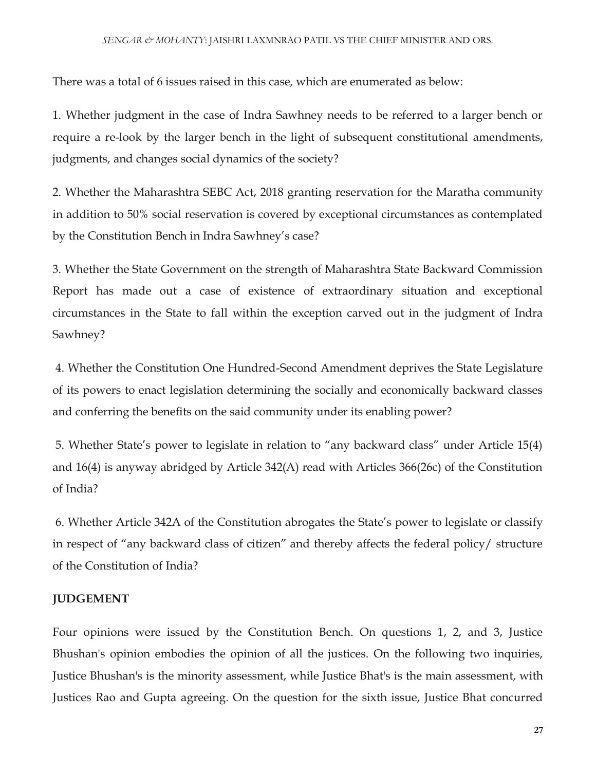There was a total of 6 issues raised in this case, which are enumerated as below:

1. Whether judgment in the case of Indra Sawhney needs to be referred to a larger bench or require a re-look by the larger bench in the light of subsequent constitutional amendments, judgments, and changes social dynamics of the society?

2. Whether the Maharashtra SEBC Act, 2018 granting reservation for the Maratha community in addition to 50% social reservation is covered by exceptional circumstances as contemplated by the Constitution Bench in Indra Sawhney's case?

3. Whether the State Government on the strength of Maharashtra State Backward Commission Report has made out a case of existence of extraordinary situation and exceptional circumstances in the State to fall within the exception carved out in the judgment of Indra Sawhney?

4. Whether the Constitution One Hundred-Second Amendment deprives the State Legislature of its powers to enact legislation determining the socially and economically backward classes and conferring the benefits on the said community under its enabling power?

5. Whether State's power to legislate in relation to "any backward class" under Article 15(4) and 16(4) is anyway abridged by Article 342(A) read with Articles 366(26c) of the Constitution of India?

6. Whether Article 342A of the Constitution abrogates the State's power to legislate or classify in respect of "any backward class of citizen" and thereby affects the federal policy/ structure of the Constitution of India?

**JUDGEMENT**

Four opinions were issued by the Constitution Bench. On questions 1, 2, and 3, Justice Bhushan's opinion embodies the opinion of all the justices. On the following two inquiries, Justice Bhushan's is the minority assessment, while Justice Bhat's is the main assessment, with Justices Rao and Gupta agreeing. On the question for the sixth issue, Justice Bhat concurred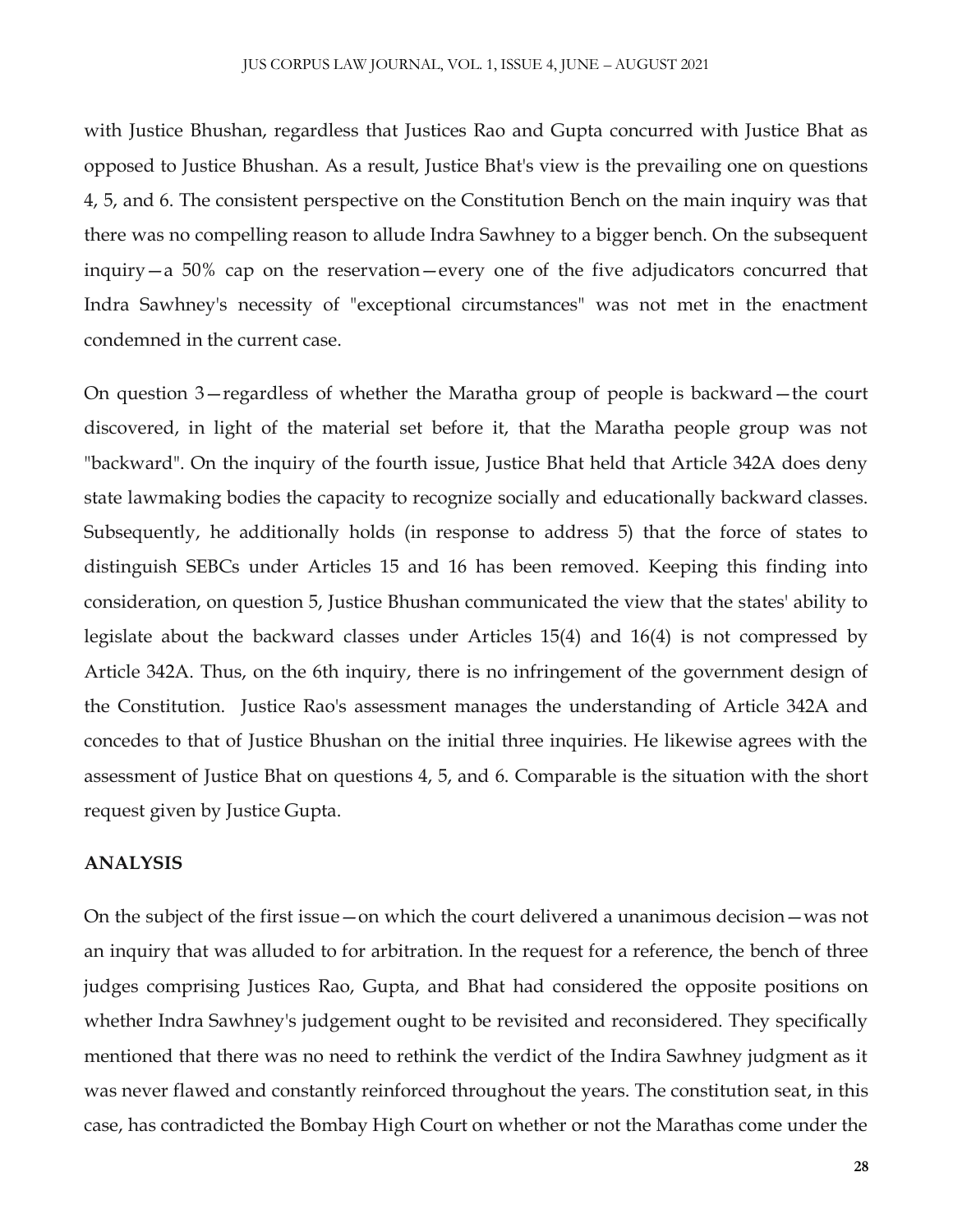with Justice Bhushan, regardless that Justices Rao and Gupta concurred with Justice Bhat as opposed to Justice Bhushan. As a result, Justice Bhat's view is the prevailing one on questions 4, 5, and 6. The consistent perspective on the Constitution Bench on the main inquiry was that there was no compelling reason to allude Indra Sawhney to a bigger bench. On the subsequent inquiry—a 50% cap on the reservation—every one of the five adjudicators concurred that Indra Sawhney's necessity of "exceptional circumstances" was not met in the enactment condemned in the current case.

On question 3—regardless of whether the Maratha group of people is backward—the court discovered, in light of the material set before it, that the Maratha people group was not "backward". On the inquiry of the fourth issue, Justice Bhat held that Article 342A does deny state lawmaking bodies the capacity to recognize socially and educationally backward classes. Subsequently, he additionally holds (in response to address 5) that the force of states to distinguish SEBCs under Articles 15 and 16 has been removed. Keeping this finding into consideration, on question 5, Justice Bhushan communicated the view that the states' ability to legislate about the backward classes under Articles 15(4) and 16(4) is not compressed by Article 342A. Thus, on the 6th inquiry, there is no infringement of the government design of the Constitution. Justice Rao's assessment manages the understanding of Article 342A and concedes to that of Justice Bhushan on the initial three inquiries. He likewise agrees with the assessment of Justice Bhat on questions 4, 5, and 6. Comparable is the situation with the short request given by Justice Gupta.

**ANALYSIS**

On the subject of the first issue—on which the court delivered a unanimous decision—was not an inquiry that was alluded to for arbitration. In the request for a reference, the bench of three judges comprising Justices Rao, Gupta, and Bhat had considered the opposite positions on whether Indra Sawhney's judgement ought to be revisited and reconsidered. They specifically mentioned that there was no need to rethink the verdict of the Indira Sawhney judgment as it was never flawed and constantly reinforced throughout the years. The constitution seat, in this case, has contradicted the Bombay High Court on whether or not the Marathas come under the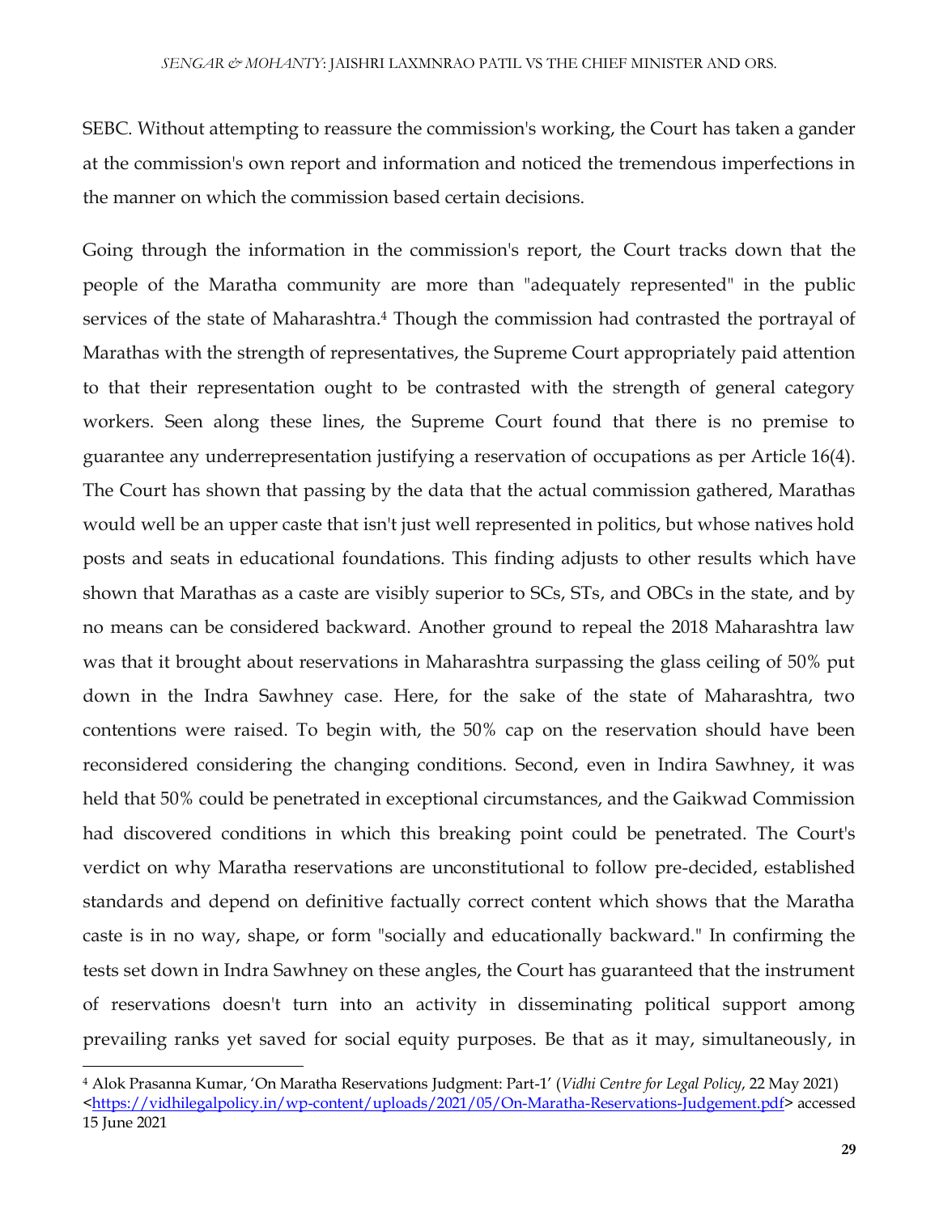SEBC. Without attempting to reassure the commission's working, the Court has taken a gander at the commission's own report and information and noticed the tremendous imperfections in the manner on which the commission based certain decisions.

Going through the information in the commission's report, the Court tracks down that the people of the Maratha community are more than "adequately represented" in the public services of the state of Maharashtra.[4] Though the commission had contrasted the portrayal of Marathas with the strength of representatives, the Supreme Court appropriately paid attention to that their representation ought to be contrasted with the strength of general category workers. Seen along these lines, the Supreme Court found that there is no premise to guarantee any underrepresentation justifying a reservation of occupations as per Article 16(4). The Court has shown that passing by the data that the actual commission gathered, Marathas would well be an upper caste that isn't just well represented in politics, but whose natives hold posts and seats in educational foundations. This finding adjusts to other results which have shown that Marathas as a caste are visibly superior to SCs, STs, and OBCs in the state, and by no means can be considered backward. Another ground to repeal the 2018 Maharashtra law was that it brought about reservations in Maharashtra surpassing the glass ceiling of 50% put down in the Indra Sawhney case. Here, for the sake of the state of Maharashtra, two contentions were raised. To begin with, the 50% cap on the reservation should have been reconsidered considering the changing conditions. Second, even in Indira Sawhney, it was held that 50% could be penetrated in exceptional circumstances, and the Gaikwad Commission had discovered conditions in which this breaking point could be penetrated. The Court's verdict on why Maratha reservations are unconstitutional to follow pre-decided, established standards and depend on definitive factually correct content which shows that the Maratha caste is in no way, shape, or form "socially and educationally backward." In confirming the tests set down in Indra Sawhney on these angles, the Court has guaranteed that the instrument of reservations doesn't turn into an activity in disseminating political support among prevailing ranks yet saved for social equity purposes. Be that as it may, simultaneously, in

[4] Alok Prasanna Kumar, 'On Maratha Reservations Judgment: Part-1' (*Vidhi Centre for Legal Policy*, 22 May 2021) <https://vidhilegalpolicy.in/wp-content/uploads/2021/05/On-Maratha-Reservations-Judgement.pdf> accessed 15 June 2021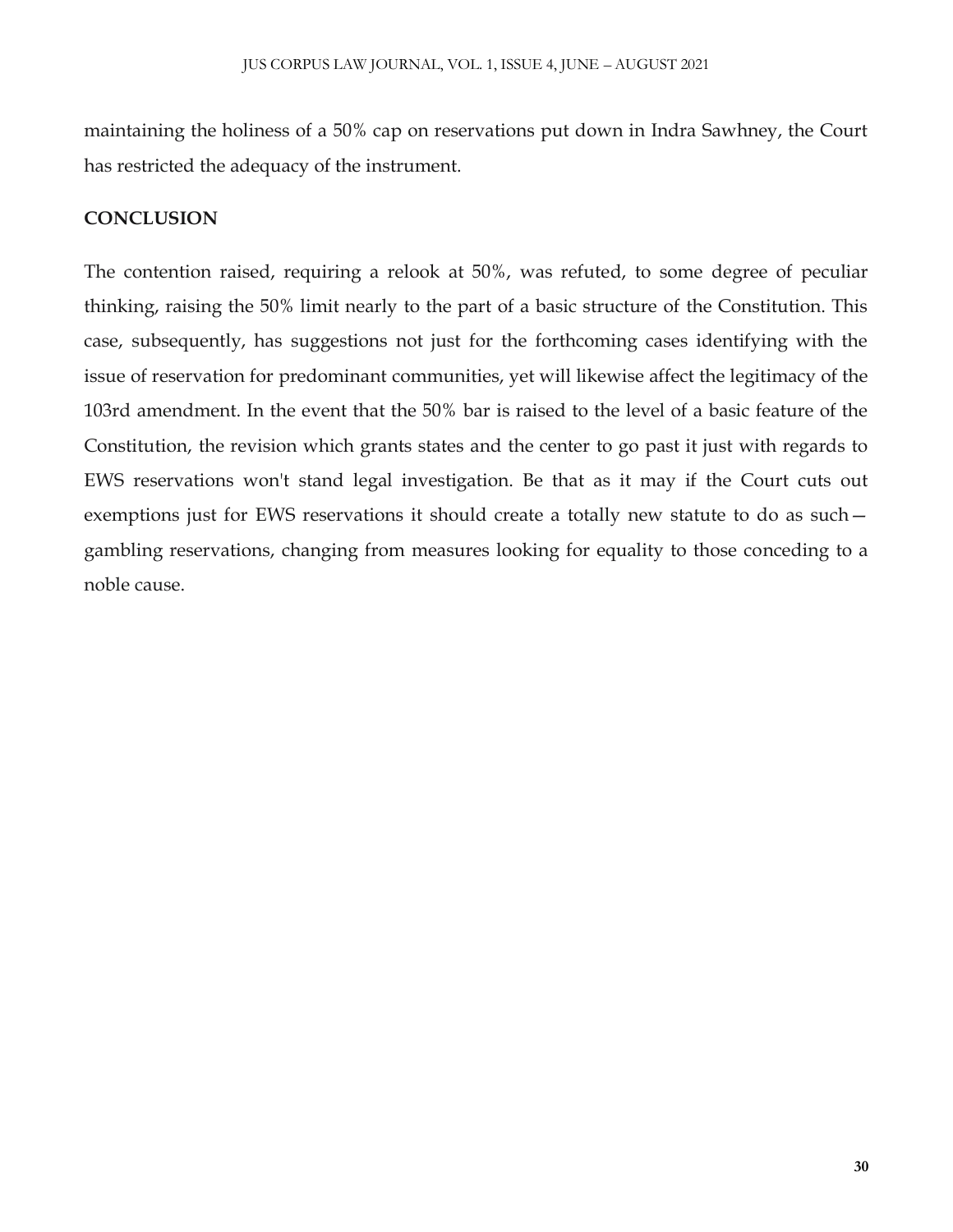maintaining the holiness of a 50% cap on reservations put down in Indra Sawhney, the Court has restricted the adequacy of the instrument.

## CONCLUSION

The contention raised, requiring a relook at 50%, was refuted, to some degree of peculiar thinking, raising the 50% limit nearly to the part of a basic structure of the Constitution. This case, subsequently, has suggestions not just for the forthcoming cases identifying with the issue of reservation for predominant communities, yet will likewise affect the legitimacy of the 103rd amendment. In the event that the 50% bar is raised to the level of a basic feature of the Constitution, the revision which grants states and the center to go past it just with regards to EWS reservations won't stand legal investigation. Be that as it may if the Court cuts out exemptions just for EWS reservations it should create a totally new statute to do as such—gambling reservations, changing from measures looking for equality to those conceding to a noble cause.